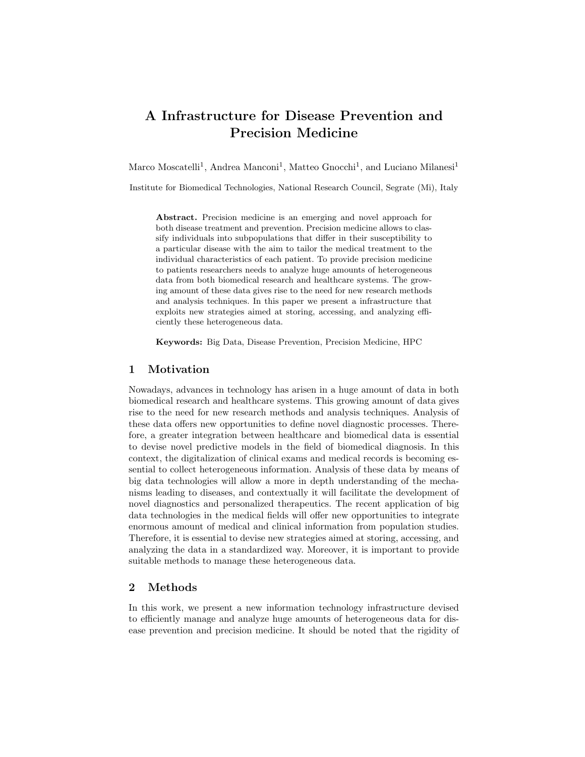# A Infrastructure for Disease Prevention and Precision Medicine

Marco Moscatelli[1], Andrea Manconi[1], Matteo Gnocchi[1], and Luciano Milanesi[1]

Institute for Biomedical Technologies, National Research Council, Segrate (Mi), Italy

**Abstract.** Precision medicine is an emerging and novel approach for both disease treatment and prevention. Precision medicine allows to classify individuals into subpopulations that differ in their susceptibility to a particular disease with the aim to tailor the medical treatment to the individual characteristics of each patient. To provide precision medicine to patients researchers needs to analyze huge amounts of heterogeneous data from both biomedical research and healthcare systems. The growing amount of these data gives rise to the need for new research methods and analysis techniques. In this paper we present a infrastructure that exploits new strategies aimed at storing, accessing, and analyzing efficiently these heterogeneous data.

**Keywords:** Big Data, Disease Prevention, Precision Medicine, HPC

## 1 Motivation

Nowadays, advances in technology has arisen in a huge amount of data in both biomedical research and healthcare systems. This growing amount of data gives rise to the need for new research methods and analysis techniques. Analysis of these data offers new opportunities to define novel diagnostic processes. Therefore, a greater integration between healthcare and biomedical data is essential to devise novel predictive models in the field of biomedical diagnosis. In this context, the digitalization of clinical exams and medical records is becoming essential to collect heterogeneous information. Analysis of these data by means of big data technologies will allow a more in depth understanding of the mechanisms leading to diseases, and contextually it will facilitate the development of novel diagnostics and personalized therapeutics. The recent application of big data technologies in the medical fields will offer new opportunities to integrate enormous amount of medical and clinical information from population studies. Therefore, it is essential to devise new strategies aimed at storing, accessing, and analyzing the data in a standardized way. Moreover, it is important to provide suitable methods to manage these heterogeneous data.

## 2 Methods

In this work, we present a new information technology infrastructure devised to efficiently manage and analyze huge amounts of heterogeneous data for disease prevention and precision medicine. It should be noted that the rigidity of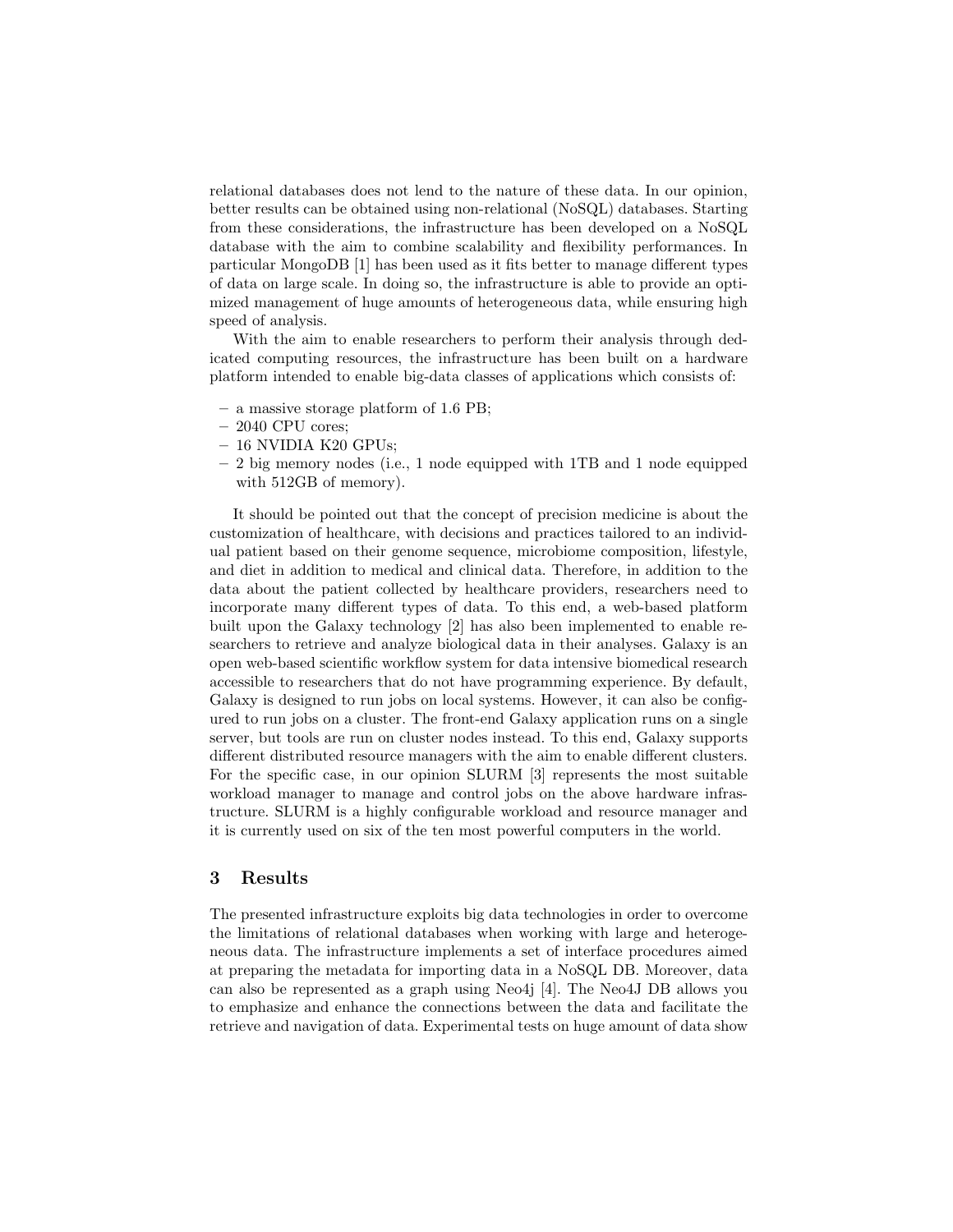relational databases does not lend to the nature of these data. In our opinion, better results can be obtained using non-relational (NoSQL) databases. Starting from these considerations, the infrastructure has been developed on a NoSQL database with the aim to combine scalability and flexibility performances. In particular MongoDB [1] has been used as it fits better to manage different types of data on large scale. In doing so, the infrastructure is able to provide an optimized management of huge amounts of heterogeneous data, while ensuring high speed of analysis.

With the aim to enable researchers to perform their analysis through dedicated computing resources, the infrastructure has been built on a hardware platform intended to enable big-data classes of applications which consists of:

- a massive storage platform of 1.6 PB;
- 2040 CPU cores;
- 16 NVIDIA K20 GPUs;
- 2 big memory nodes (i.e., 1 node equipped with 1TB and 1 node equipped with 512GB of memory).

It should be pointed out that the concept of precision medicine is about the customization of healthcare, with decisions and practices tailored to an individual patient based on their genome sequence, microbiome composition, lifestyle, and diet in addition to medical and clinical data. Therefore, in addition to the data about the patient collected by healthcare providers, researchers need to incorporate many different types of data. To this end, a web-based platform built upon the Galaxy technology [2] has also been implemented to enable researchers to retrieve and analyze biological data in their analyses. Galaxy is an open web-based scientific workflow system for data intensive biomedical research accessible to researchers that do not have programming experience. By default, Galaxy is designed to run jobs on local systems. However, it can also be configured to run jobs on a cluster. The front-end Galaxy application runs on a single server, but tools are run on cluster nodes instead. To this end, Galaxy supports different distributed resource managers with the aim to enable different clusters. For the specific case, in our opinion SLURM [3] represents the most suitable workload manager to manage and control jobs on the above hardware infrastructure. SLURM is a highly configurable workload and resource manager and it is currently used on six of the ten most powerful computers in the world.

## 3 Results

The presented infrastructure exploits big data technologies in order to overcome the limitations of relational databases when working with large and heterogeneous data. The infrastructure implements a set of interface procedures aimed at preparing the metadata for importing data in a NoSQL DB. Moreover, data can also be represented as a graph using Neo4j [4]. The Neo4J DB allows you to emphasize and enhance the connections between the data and facilitate the retrieve and navigation of data. Experimental tests on huge amount of data show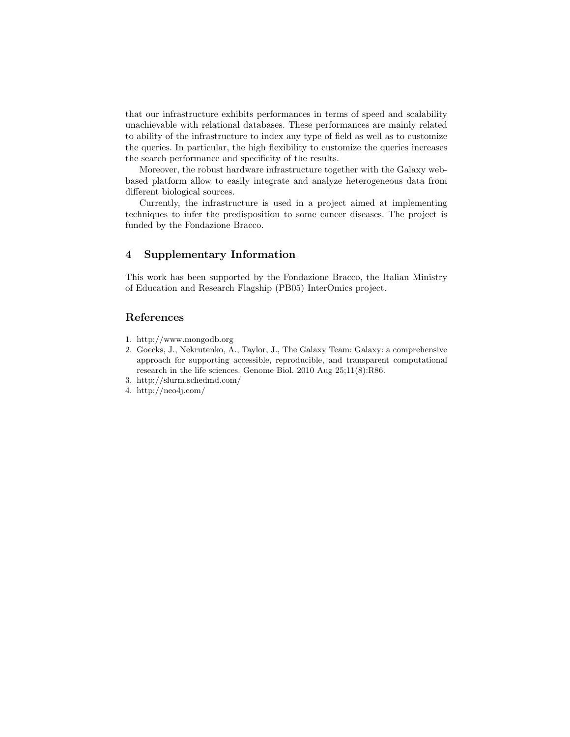that our infrastructure exhibits performances in terms of speed and scalability unachievable with relational databases. These performances are mainly related to ability of the infrastructure to index any type of field as well as to customize the queries. In particular, the high flexibility to customize the queries increases the search performance and specificity of the results.

Moreover, the robust hardware infrastructure together with the Galaxy web-based platform allow to easily integrate and analyze heterogeneous data from different biological sources.

Currently, the infrastructure is used in a project aimed at implementing techniques to infer the predisposition to some cancer diseases. The project is funded by the Fondazione Bracco.

## 4 Supplementary Information

This work has been supported by the Fondazione Bracco, the Italian Ministry of Education and Research Flagship (PB05) InterOmics project.

## References

1. http://www.mongodb.org
2. Goecks, J., Nekrutenko, A., Taylor, J., The Galaxy Team: Galaxy: a comprehensive approach for supporting accessible, reproducible, and transparent computational research in the life sciences. Genome Biol. 2010 Aug 25;11(8):R86.
3. http://slurm.schedmd.com/
4. http://neo4j.com/